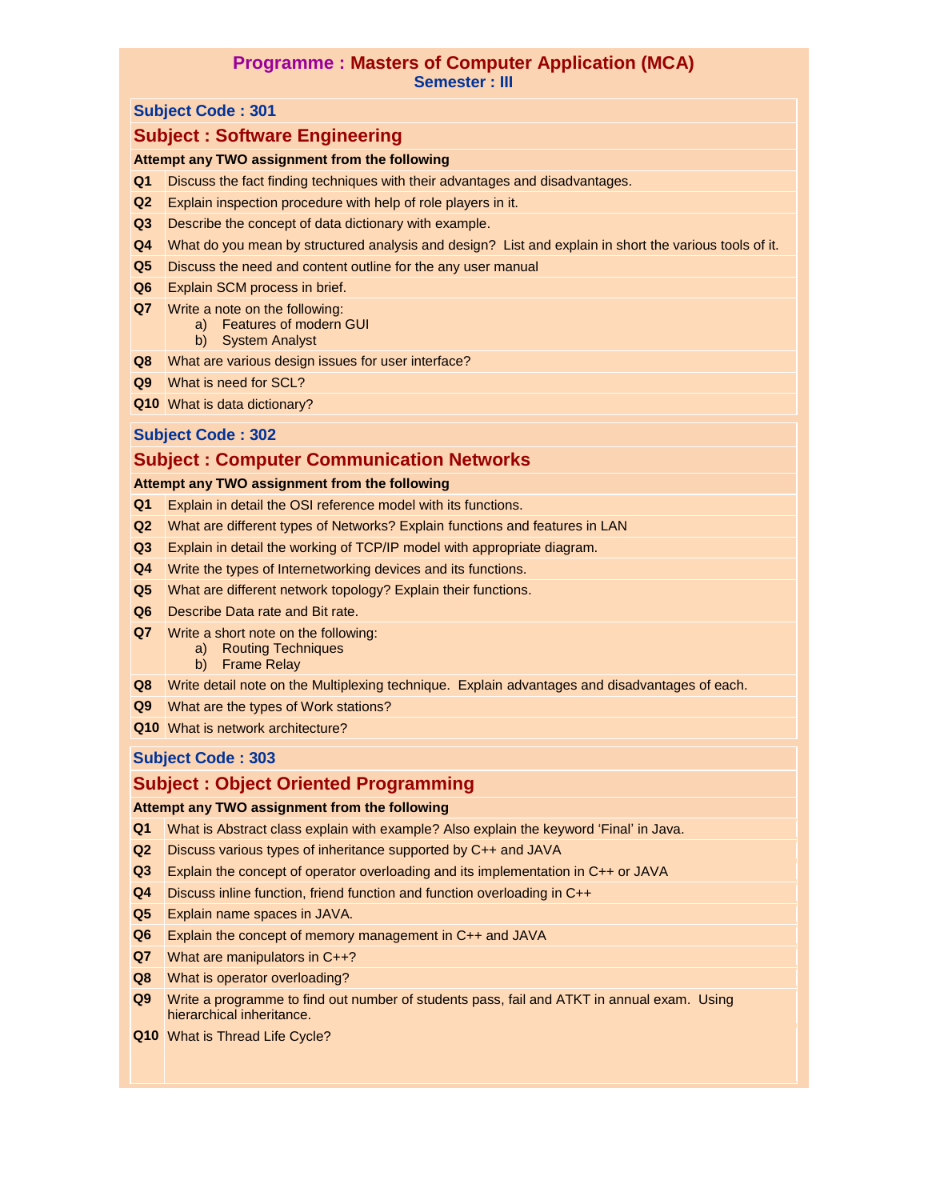# Programme : Masters of Computer Application (MCA)

**Semester : III**

## Subject Code : 301

## Subject : Software Engineering

**Attempt any TWO assignment from the following**

| | |
|---|---|
| **Q1** | Discuss the fact finding techniques with their advantages and disadvantages. |
| **Q2** | Explain inspection procedure with help of role players in it. |
| **Q3** | Describe the concept of data dictionary with example. |
| **Q4** | What do you mean by structured analysis and design? List and explain in short the various tools of it. |
| **Q5** | Discuss the need and content outline for the any user manual |
| **Q6** | Explain SCM process in brief. |
| **Q7** | Write a note on the following:<br>a) Features of modern GUI<br>b) System Analyst |
| **Q8** | What are various design issues for user interface? |
| **Q9** | What is need for SCL? |
| **Q10** | What is data dictionary? |

## Subject Code : 302

## Subject : Computer Communication Networks

**Attempt any TWO assignment from the following**

| | |
|---|---|
| **Q1** | Explain in detail the OSI reference model with its functions. |
| **Q2** | What are different types of Networks? Explain functions and features in LAN |
| **Q3** | Explain in detail the working of TCP/IP model with appropriate diagram. |
| **Q4** | Write the types of Internetworking devices and its functions. |
| **Q5** | What are different network topology? Explain their functions. |
| **Q6** | Describe Data rate and Bit rate. |
| **Q7** | Write a short note on the following:<br>a) Routing Techniques<br>b) Frame Relay |
| **Q8** | Write detail note on the Multiplexing technique. Explain advantages and disadvantages of each. |
| **Q9** | What are the types of Work stations? |
| **Q10** | What is network architecture? |

## Subject Code : 303

## Subject : Object Oriented Programming

**Attempt any TWO assignment from the following**

| | |
|---|---|
| **Q1** | What is Abstract class explain with example? Also explain the keyword 'Final' in Java. |
| **Q2** | Discuss various types of inheritance supported by C++ and JAVA |
| **Q3** | Explain the concept of operator overloading and its implementation in C++ or JAVA |
| **Q4** | Discuss inline function, friend function and function overloading in C++ |
| **Q5** | Explain name spaces in JAVA. |
| **Q6** | Explain the concept of memory management in C++ and JAVA |
| **Q7** | What are manipulators in C++? |
| **Q8** | What is operator overloading? |
| **Q9** | Write a programme to find out number of students pass, fail and ATKT in annual exam. Using hierarchical inheritance. |
| **Q10** | What is Thread Life Cycle? |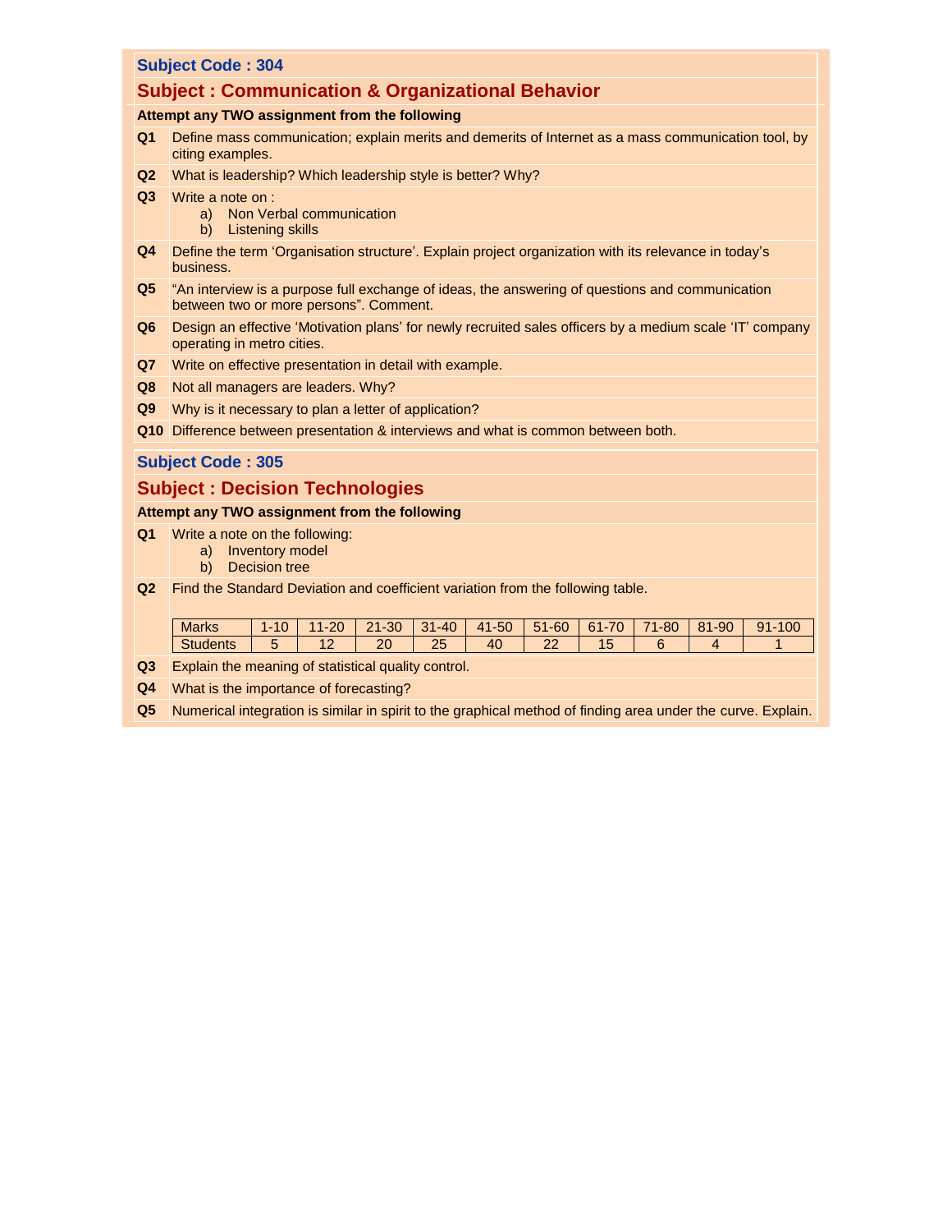## Subject Code : 304

## Subject : Communication & Organizational Behavior

**Attempt any TWO assignment from the following**

**Q1** Define mass communication; explain merits and demerits of Internet as a mass communication tool, by citing examples.

**Q2** What is leadership? Which leadership style is better? Why?

**Q3** Write a note on :

a) Non Verbal communication
b) Listening skills

**Q4** Define the term 'Organisation structure'. Explain project organization with its relevance in today's business.

**Q5** "An interview is a purpose full exchange of ideas, the answering of questions and communication between two or more persons". Comment.

**Q6** Design an effective 'Motivation plans' for newly recruited sales officers by a medium scale 'IT' company operating in metro cities.

**Q7** Write on effective presentation in detail with example.

**Q8** Not all managers are leaders. Why?

**Q9** Why is it necessary to plan a letter of application?

**Q10** Difference between presentation & interviews and what is common between both.

## Subject Code : 305

## Subject : Decision Technologies

**Attempt any TWO assignment from the following**

**Q1** Write a note on the following:

a) Inventory model
b) Decision tree

**Q2** Find the Standard Deviation and coefficient variation from the following table.

| Marks | 1-10 | 11-20 | 21-30 | 31-40 | 41-50 | 51-60 | 61-70 | 71-80 | 81-90 | 91-100 |
|---|---|---|---|---|---|---|---|---|---|---|
| Students | 5 | 12 | 20 | 25 | 40 | 22 | 15 | 6 | 4 | 1 |

**Q3** Explain the meaning of statistical quality control.

**Q4** What is the importance of forecasting?

**Q5** Numerical integration is similar in spirit to the graphical method of finding area under the curve. Explain.